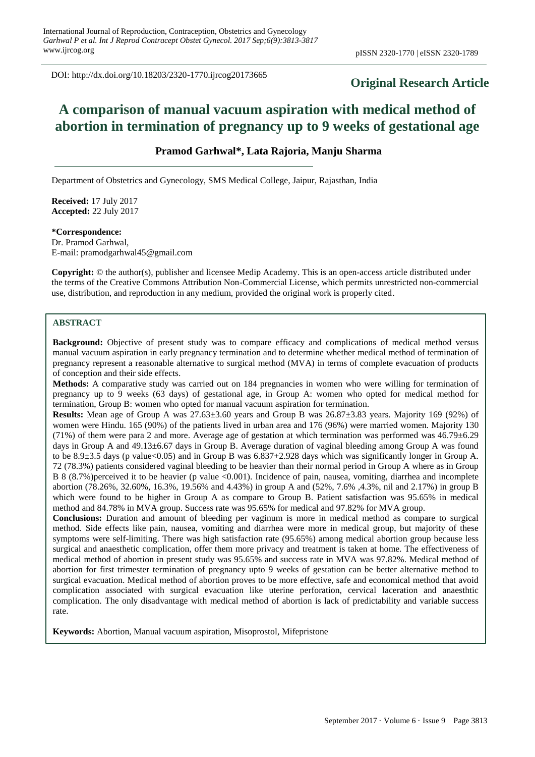DOI: http://dx.doi.org/10.18203/2320-1770.ijrcog20173665

**Original Research Article**

# A comparison of manual vacuum aspiration with medical method of abortion in termination of pregnancy up to 9 weeks of gestational age

**Pramod Garhwal\*, Lata Rajoria, Manju Sharma**

Department of Obstetrics and Gynecology, SMS Medical College, Jaipur, Rajasthan, India

**Received:** 17 July 2017
**Accepted:** 22 July 2017

**\*Correspondence:**
Dr. Pramod Garhwal,
E-mail: pramodgarhwal45@gmail.com

**Copyright:** © the author(s), publisher and licensee Medip Academy. This is an open-access article distributed under the terms of the Creative Commons Attribution Non-Commercial License, which permits unrestricted non-commercial use, distribution, and reproduction in any medium, provided the original work is properly cited.

## ABSTRACT

**Background:** Objective of present study was to compare efficacy and complications of medical method versus manual vacuum aspiration in early pregnancy termination and to determine whether medical method of termination of pregnancy represent a reasonable alternative to surgical method (MVA) in terms of complete evacuation of products of conception and their side effects.

**Methods:** A comparative study was carried out on 184 pregnancies in women who were willing for termination of pregnancy up to 9 weeks (63 days) of gestational age, in Group A: women who opted for medical method for termination, Group B: women who opted for manual vacuum aspiration for termination.

**Results:** Mean age of Group A was 27.63±3.60 years and Group B was 26.87±3.83 years. Majority 169 (92%) of women were Hindu. 165 (90%) of the patients lived in urban area and 176 (96%) were married women. Majority 130 (71%) of them were para 2 and more. Average age of gestation at which termination was performed was 46.79±6.29 days in Group A and 49.13±6.67 days in Group B. Average duration of vaginal bleeding among Group A was found to be 8.9±3.5 days (p value<0.05) and in Group B was 6.837+2.928 days which was significantly longer in Group A. 72 (78.3%) patients considered vaginal bleeding to be heavier than their normal period in Group A where as in Group B 8 (8.7%)perceived it to be heavier (p value <0.001). Incidence of pain, nausea, vomiting, diarrhea and incomplete abortion (78.26%, 32.60%, 16.3%, 19.56% and 4.43%) in group A and (52%, 7.6% ,4.3%, nil and 2.17%) in group B which were found to be higher in Group A as compare to Group B. Patient satisfaction was 95.65% in medical method and 84.78% in MVA group. Success rate was 95.65% for medical and 97.82% for MVA group.

**Conclusions:** Duration and amount of bleeding per vaginum is more in medical method as compare to surgical method. Side effects like pain, nausea, vomiting and diarrhea were more in medical group, but majority of these symptoms were self-limiting. There was high satisfaction rate (95.65%) among medical abortion group because less surgical and anaesthetic complication, offer them more privacy and treatment is taken at home. The effectiveness of medical method of abortion in present study was 95.65% and success rate in MVA was 97.82%. Medical method of abortion for first trimester termination of pregnancy upto 9 weeks of gestation can be better alternative method to surgical evacuation. Medical method of abortion proves to be more effective, safe and economical method that avoid complication associated with surgical evacuation like uterine perforation, cervical laceration and anaesthtic complication. The only disadvantage with medical method of abortion is lack of predictability and variable success rate.

**Keywords:** Abortion, Manual vacuum aspiration, Misoprostol, Mifepristone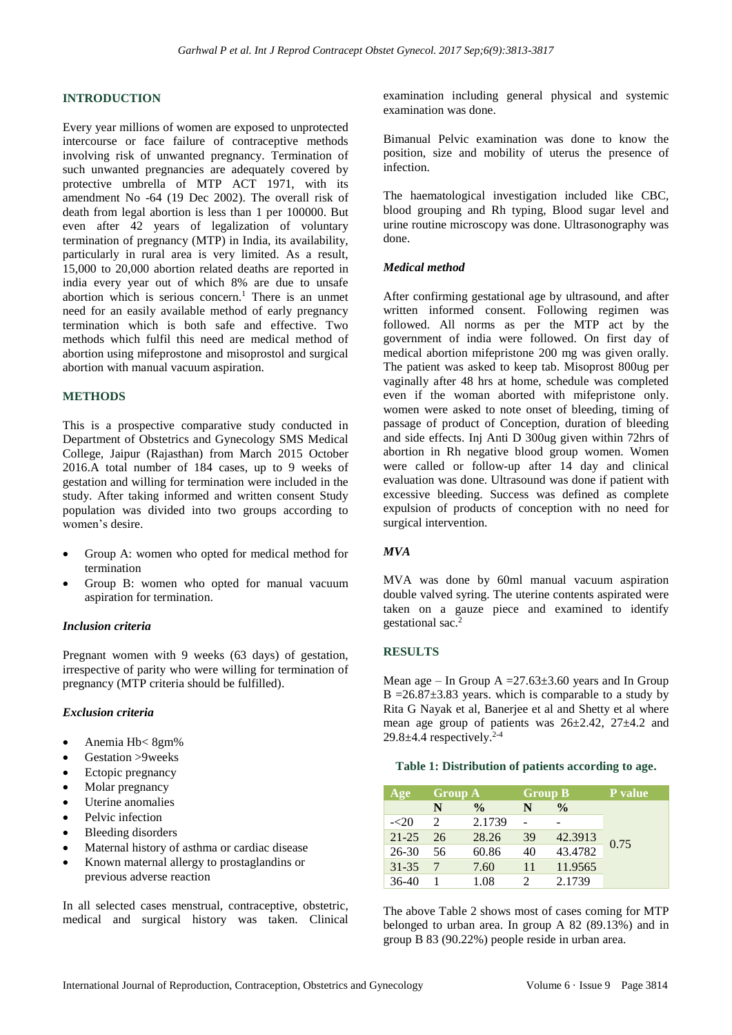## INTRODUCTION

Every year millions of women are exposed to unprotected intercourse or face failure of contraceptive methods involving risk of unwanted pregnancy. Termination of such unwanted pregnancies are adequately covered by protective umbrella of MTP ACT 1971, with its amendment No -64 (19 Dec 2002). The overall risk of death from legal abortion is less than 1 per 100000. But even after 42 years of legalization of voluntary termination of pregnancy (MTP) in India, its availability, particularly in rural area is very limited. As a result, 15,000 to 20,000 abortion related deaths are reported in india every year out of which 8% are due to unsafe abortion which is serious concern.[1] There is an unmet need for an easily available method of early pregnancy termination which is both safe and effective. Two methods which fulfil this need are medical method of abortion using mifeprostone and misoprostol and surgical abortion with manual vacuum aspiration.

## METHODS

This is a prospective comparative study conducted in Department of Obstetrics and Gynecology SMS Medical College, Jaipur (Rajasthan) from March 2015 October 2016.A total number of 184 cases, up to 9 weeks of gestation and willing for termination were included in the study. After taking informed and written consent Study population was divided into two groups according to women's desire.

- Group A: women who opted for medical method for termination
- Group B: women who opted for manual vacuum aspiration for termination.

### *Inclusion criteria*

Pregnant women with 9 weeks (63 days) of gestation, irrespective of parity who were willing for termination of pregnancy (MTP criteria should be fulfilled).

### *Exclusion criteria*

- Anemia Hb< 8gm%
- Gestation >9weeks
- Ectopic pregnancy
- Molar pregnancy
- Uterine anomalies
- Pelvic infection
- Bleeding disorders
- Maternal history of asthma or cardiac disease
- Known maternal allergy to prostaglandins or previous adverse reaction

In all selected cases menstrual, contraceptive, obstetric, medical and surgical history was taken. Clinical examination including general physical and systemic examination was done.

Bimanual Pelvic examination was done to know the position, size and mobility of uterus the presence of infection.

The haematological investigation included like CBC, blood grouping and Rh typing, Blood sugar level and urine routine microscopy was done. Ultrasonography was done.

### *Medical method*

After confirming gestational age by ultrasound, and after written informed consent. Following regimen was followed. All norms as per the MTP act by the government of india were followed. On first day of medical abortion mifepristone 200 mg was given orally. The patient was asked to keep tab. Misoprost 800ug per vaginally after 48 hrs at home, schedule was completed even if the woman aborted with mifepristone only. women were asked to note onset of bleeding, timing of passage of product of Conception, duration of bleeding and side effects. Inj Anti D 300ug given within 72hrs of abortion in Rh negative blood group women. Women were called or follow-up after 14 day and clinical evaluation was done. Ultrasound was done if patient with excessive bleeding. Success was defined as complete expulsion of products of conception with no need for surgical intervention.

### *MVA*

MVA was done by 60ml manual vacuum aspiration double valved syring. The uterine contents aspirated were taken on a gauze piece and examined to identify gestational sac.[2]

## RESULTS

Mean age – In Group A =27.63±3.60 years and In Group B =26.87±3.83 years. which is comparable to a study by Rita G Nayak et al, Banerjee et al and Shetty et al where mean age group of patients was 26±2.42, 27±4.2 and 29.8±4.4 respectively.[2-4]

**Table 1: Distribution of patients according to age.**

| Age | Group A | | Group B | | P value |
|---|---|---|---|---|---|
| | N | % | N | % | |
| -<20 | 2 | 2.1739 | - | - | 0.75 |
| 21-25 | 26 | 28.26 | 39 | 42.3913 | |
| 26-30 | 56 | 60.86 | 40 | 43.4782 | |
| 31-35 | 7 | 7.60 | 11 | 11.9565 | |
| 36-40 | 1 | 1.08 | 2 | 2.1739 | |

The above Table 2 shows most of cases coming for MTP belonged to urban area. In group A 82 (89.13%) and in group B 83 (90.22%) people reside in urban area.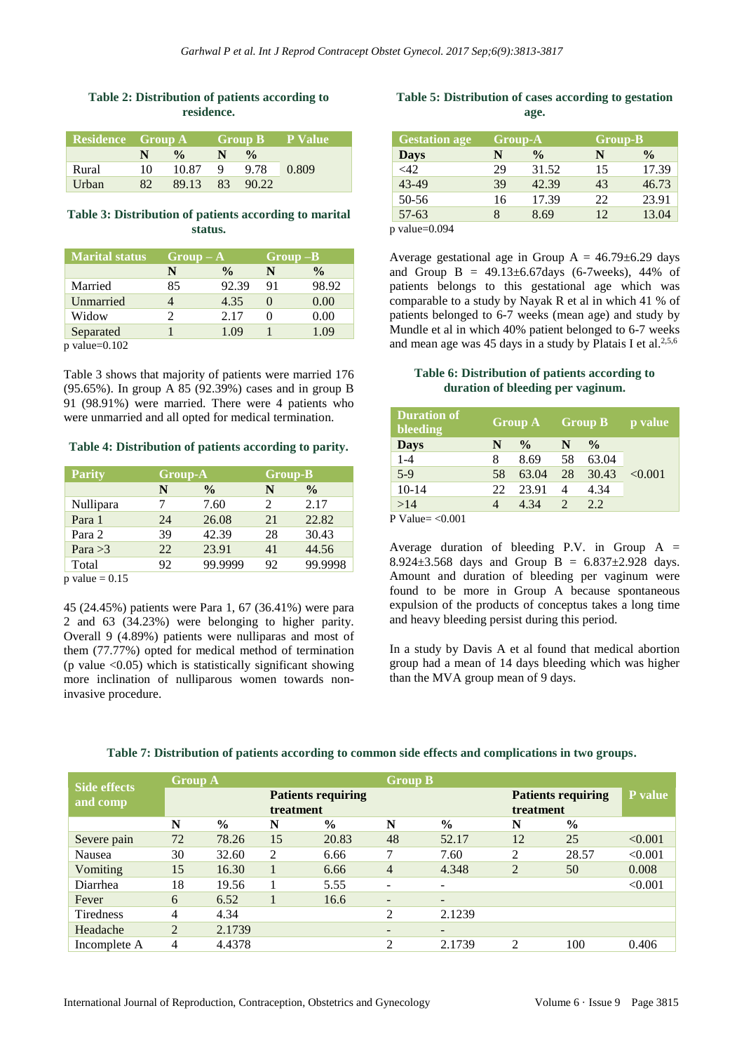**Table 2: Distribution of patients according to residence.**

| Residence | Group A | | Group B | | P Value |
|---|---|---|---|---|---|
| | N | % | N | % | |
| Rural | 10 | 10.87 | 9 | 9.78 | 0.809 |
| Urban | 82 | 89.13 | 83 | 90.22 | |

**Table 3: Distribution of patients according to marital status.**

| Marital status | Group – A | | Group –B | |
|---|---|---|---|---|
| | N | % | N | % |
| Married | 85 | 92.39 | 91 | 98.92 |
| Unmarried | 4 | 4.35 | 0 | 0.00 |
| Widow | 2 | 2.17 | 0 | 0.00 |
| Separated | 1 | 1.09 | 1 | 1.09 |

p value=0.102

Table 3 shows that majority of patients were married 176 (95.65%). In group A 85 (92.39%) cases and in group B 91 (98.91%) were married. There were 4 patients who were unmarried and all opted for medical termination.

**Table 4: Distribution of patients according to parity.**

| Parity | Group-A | | Group-B | |
|---|---|---|---|---|
| | N | % | N | % |
| Nullipara | 7 | 7.60 | 2 | 2.17 |
| Para 1 | 24 | 26.08 | 21 | 22.82 |
| Para 2 | 39 | 42.39 | 28 | 30.43 |
| Para >3 | 22 | 23.91 | 41 | 44.56 |
| Total | 92 | 99.9999 | 92 | 99.9998 |

p value = 0.15

45 (24.45%) patients were Para 1, 67 (36.41%) were para 2 and 63 (34.23%) were belonging to higher parity. Overall 9 (4.89%) patients were nulliparas and most of them (77.77%) opted for medical method of termination (p value <0.05) which is statistically significant showing more inclination of nulliparous women towards non-invasive procedure.

**Table 5: Distribution of cases according to gestation age.**

| Gestation age | Group-A | | Group-B | |
|---|---|---|---|---|
| Days | N | % | N | % |
| <42 | 29 | 31.52 | 15 | 17.39 |
| 43-49 | 39 | 42.39 | 43 | 46.73 |
| 50-56 | 16 | 17.39 | 22 | 23.91 |
| 57-63 | 8 | 8.69 | 12 | 13.04 |

p value=0.094

Average gestational age in Group A = 46.79±6.29 days and Group B = 49.13±6.67days (6-7weeks), 44% of patients belongs to this gestational age which was comparable to a study by Nayak R et al in which 41 % of patients belonged to 6-7 weeks (mean age) and study by Mundle et al in which 40% patient belonged to 6-7 weeks and mean age was 45 days in a study by Platais I et al.[2,5,6]

**Table 6: Distribution of patients according to duration of bleeding per vaginum.**

| Duration of bleeding | Group A | | Group B | | p value |
|---|---|---|---|---|---|
| Days | N | % | N | % | |
| 1-4 | 8 | 8.69 | 58 | 63.04 | <0.001 |
| 5-9 | 58 | 63.04 | 28 | 30.43 | |
| 10-14 | 22 | 23.91 | 4 | 4.34 | |
| >14 | 4 | 4.34 | 2 | 2.2 | |

P Value= <0.001

Average duration of bleeding P.V. in Group A = 8.924±3.568 days and Group B = 6.837±2.928 days. Amount and duration of bleeding per vaginum were found to be more in Group A because spontaneous expulsion of the products of conceptus takes a long time and heavy bleeding persist during this period.

In a study by Davis A et al found that medical abortion group had a mean of 14 days bleeding which was higher than the MVA group mean of 9 days.

**Table 7: Distribution of patients according to common side effects and complications in two groups.**

| Side effects and comp | Group A | | | | Group B | | | | P value |
|---|---|---|---|---|---|---|---|---|---|
| | | | Patients requiring treatment | | | | Patients requiring treatment | | |
| | N | % | N | % | N | % | N | % | |
| Severe pain | 72 | 78.26 | 15 | 20.83 | 48 | 52.17 | 12 | 25 | <0.001 |
| Nausea | 30 | 32.60 | 2 | 6.66 | 7 | 7.60 | 2 | 28.57 | <0.001 |
| Vomiting | 15 | 16.30 | 1 | 6.66 | 4 | 4.348 | 2 | 50 | 0.008 |
| Diarrhea | 18 | 19.56 | 1 | 5.55 | - | - | | | <0.001 |
| Fever | 6 | 6.52 | 1 | 16.6 | - | - | | | |
| Tiredness | 4 | 4.34 | | | 2 | 2.1239 | | | |
| Headache | 2 | 2.1739 | | | - | - | | | |
| Incomplete A | 4 | 4.4378 | | | 2 | 2.1739 | 2 | 100 | 0.406 |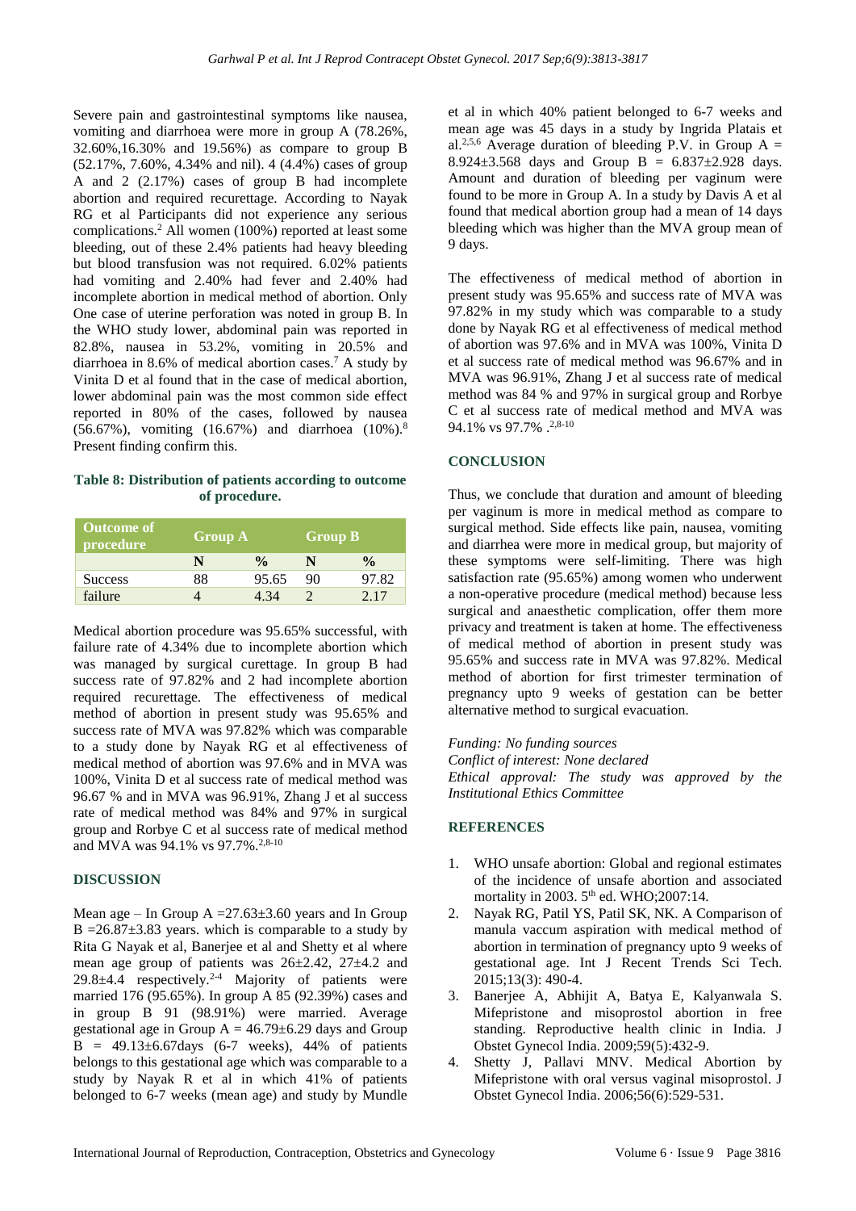Severe pain and gastrointestinal symptoms like nausea, vomiting and diarrhoea were more in group A (78.26%, 32.60%,16.30% and 19.56%) as compare to group B (52.17%, 7.60%, 4.34% and nil). 4 (4.4%) cases of group A and 2 (2.17%) cases of group B had incomplete abortion and required recurettage. According to Nayak RG et al Participants did not experience any serious complications.[2] All women (100%) reported at least some bleeding, out of these 2.4% patients had heavy bleeding but blood transfusion was not required. 6.02% patients had vomiting and 2.40% had fever and 2.40% had incomplete abortion in medical method of abortion. Only One case of uterine perforation was noted in group B. In the WHO study lower, abdominal pain was reported in 82.8%, nausea in 53.2%, vomiting in 20.5% and diarrhoea in 8.6% of medical abortion cases.[7] A study by Vinita D et al found that in the case of medical abortion, lower abdominal pain was the most common side effect reported in 80% of the cases, followed by nausea (56.67%), vomiting (16.67%) and diarrhoea (10%).[8] Present finding confirm this.

**Table 8: Distribution of patients according to outcome of procedure.**

| Outcome of procedure | Group A | | Group B | |
|---|---|---|---|---|
| | N | % | N | % |
| Success | 88 | 95.65 | 90 | 97.82 |
| failure | 4 | 4.34 | 2 | 2.17 |

Medical abortion procedure was 95.65% successful, with failure rate of 4.34% due to incomplete abortion which was managed by surgical curettage. In group B had success rate of 97.82% and 2 had incomplete abortion required recurettage. The effectiveness of medical method of abortion in present study was 95.65% and success rate of MVA was 97.82% which was comparable to a study done by Nayak RG et al effectiveness of medical method of abortion was 97.6% and in MVA was 100%, Vinita D et al success rate of medical method was 96.67 % and in MVA was 96.91%, Zhang J et al success rate of medical method was 84% and 97% in surgical group and Rorbye C et al success rate of medical method and MVA was 94.1% vs 97.7%.[2,8-10]

## DISCUSSION

Mean age – In Group A =27.63±3.60 years and In Group B =26.87±3.83 years. which is comparable to a study by Rita G Nayak et al, Banerjee et al and Shetty et al where mean age group of patients was 26±2.42, 27±4.2 and 29.8±4.4 respectively.[2-4] Majority of patients were married 176 (95.65%). In group A 85 (92.39%) cases and in group B 91 (98.91%) were married. Average gestational age in Group A = 46.79±6.29 days and Group B = 49.13±6.67days (6-7 weeks), 44% of patients belongs to this gestational age which was comparable to a study by Nayak R et al in which 41% of patients belonged to 6-7 weeks (mean age) and study by Mundle et al in which 40% patient belonged to 6-7 weeks and mean age was 45 days in a study by Ingrida Platais et al.[2,5,6] Average duration of bleeding P.V. in Group A = 8.924±3.568 days and Group B = 6.837±2.928 days. Amount and duration of bleeding per vaginum were found to be more in Group A. In a study by Davis A et al found that medical abortion group had a mean of 14 days bleeding which was higher than the MVA group mean of 9 days.

The effectiveness of medical method of abortion in present study was 95.65% and success rate of MVA was 97.82% in my study which was comparable to a study done by Nayak RG et al effectiveness of medical method of abortion was 97.6% and in MVA was 100%, Vinita D et al success rate of medical method was 96.67% and in MVA was 96.91%, Zhang J et al success rate of medical method was 84 % and 97% in surgical group and Rorbye C et al success rate of medical method and MVA was 94.1% vs 97.7% .[2,8-10]

## CONCLUSION

Thus, we conclude that duration and amount of bleeding per vaginum is more in medical method as compare to surgical method. Side effects like pain, nausea, vomiting and diarrhea were more in medical group, but majority of these symptoms were self-limiting. There was high satisfaction rate (95.65%) among women who underwent a non-operative procedure (medical method) because less surgical and anaesthetic complication, offer them more privacy and treatment is taken at home. The effectiveness of medical method of abortion in present study was 95.65% and success rate in MVA was 97.82%. Medical method of abortion for first trimester termination of pregnancy upto 9 weeks of gestation can be better alternative method to surgical evacuation.

*Funding: No funding sources*
*Conflict of interest: None declared*
*Ethical approval: The study was approved by the Institutional Ethics Committee*

## REFERENCES

1. WHO unsafe abortion: Global and regional estimates of the incidence of unsafe abortion and associated mortality in 2003. 5th ed. WHO;2007:14.
2. Nayak RG, Patil YS, Patil SK, NK. A Comparison of manula vaccum aspiration with medical method of abortion in termination of pregnancy upto 9 weeks of gestational age. Int J Recent Trends Sci Tech. 2015;13(3): 490-4.
3. Banerjee A, Abhijit A, Batya E, Kalyanwala S. Mifepristone and misoprostol abortion in free standing. Reproductive health clinic in India. J Obstet Gynecol India. 2009;59(5):432-9.
4. Shetty J, Pallavi MNV. Medical Abortion by Mifepristone with oral versus vaginal misoprostol. J Obstet Gynecol India. 2006;56(6):529-531.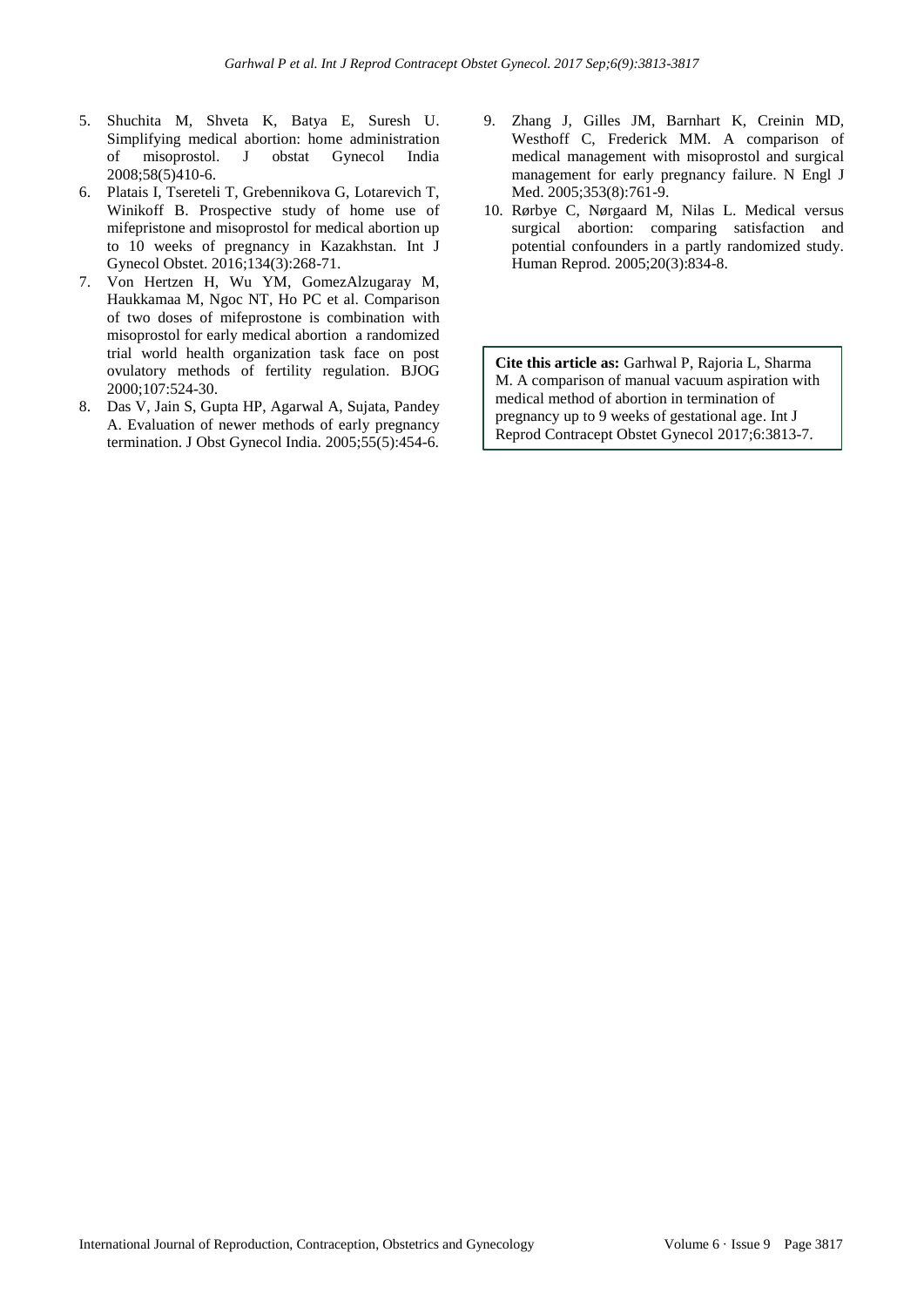5. Shuchita M, Shveta K, Batya E, Suresh U. Simplifying medical abortion: home administration of misoprostol. J obstat Gynecol India 2008;58(5)410-6.
6. Platais I, Tsereteli T, Grebennikova G, Lotarevich T, Winikoff B. Prospective study of home use of mifepristone and misoprostol for medical abortion up to 10 weeks of pregnancy in Kazakhstan. Int J Gynecol Obstet. 2016;134(3):268-71.
7. Von Hertzen H, Wu YM, GomezAlzugaray M, Haukkamaa M, Ngoc NT, Ho PC et al. Comparison of two doses of mifeprostone is combination with misoprostol for early medical abortion a randomized trial world health organization task face on post ovulatory methods of fertility regulation. BJOG 2000;107:524-30.
8. Das V, Jain S, Gupta HP, Agarwal A, Sujata, Pandey A. Evaluation of newer methods of early pregnancy termination. J Obst Gynecol India. 2005;55(5):454-6.
9. Zhang J, Gilles JM, Barnhart K, Creinin MD, Westhoff C, Frederick MM. A comparison of medical management with misoprostol and surgical management for early pregnancy failure. N Engl J Med. 2005;353(8):761-9.
10. Rørbye C, Nørgaard M, Nilas L. Medical versus surgical abortion: comparing satisfaction and potential confounders in a partly randomized study. Human Reprod. 2005;20(3):834-8.

**Cite this article as:** Garhwal P, Rajoria L, Sharma M. A comparison of manual vacuum aspiration with medical method of abortion in termination of pregnancy up to 9 weeks of gestational age. Int J Reprod Contracept Obstet Gynecol 2017;6:3813-7.